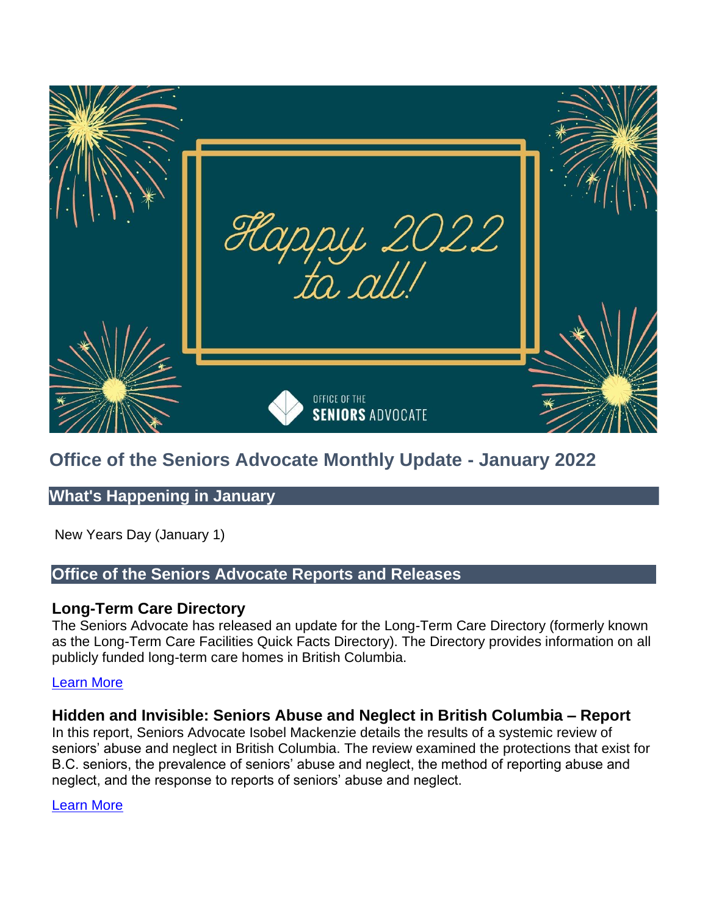# Office of the Seniors Advocate Monthly Update - January 2022

## What's Happening in January

New Years Day (January 1)

## Office of the Seniors Advocate Reports and Releases

### Long-Term Care Directory

The Seniors Advocate has released an update for the Long-Term Care Directory (formerly known as the Long-Term Care Facilities Quick Facts Directory). The Directory provides information on all publicly funded long-term care homes in British Columbia.

Learn More

### Hidden and Invisible: Seniors Abuse and Neglect in British Columbia – Report

In this report, Seniors Advocate Isobel Mackenzie details the results of a systemic review of seniors' abuse and neglect in British Columbia. The review examined the protections that exist for B.C. seniors, the prevalence of seniors' abuse and neglect, the method of reporting abuse and neglect, and the response to reports of seniors' abuse and neglect.

Learn More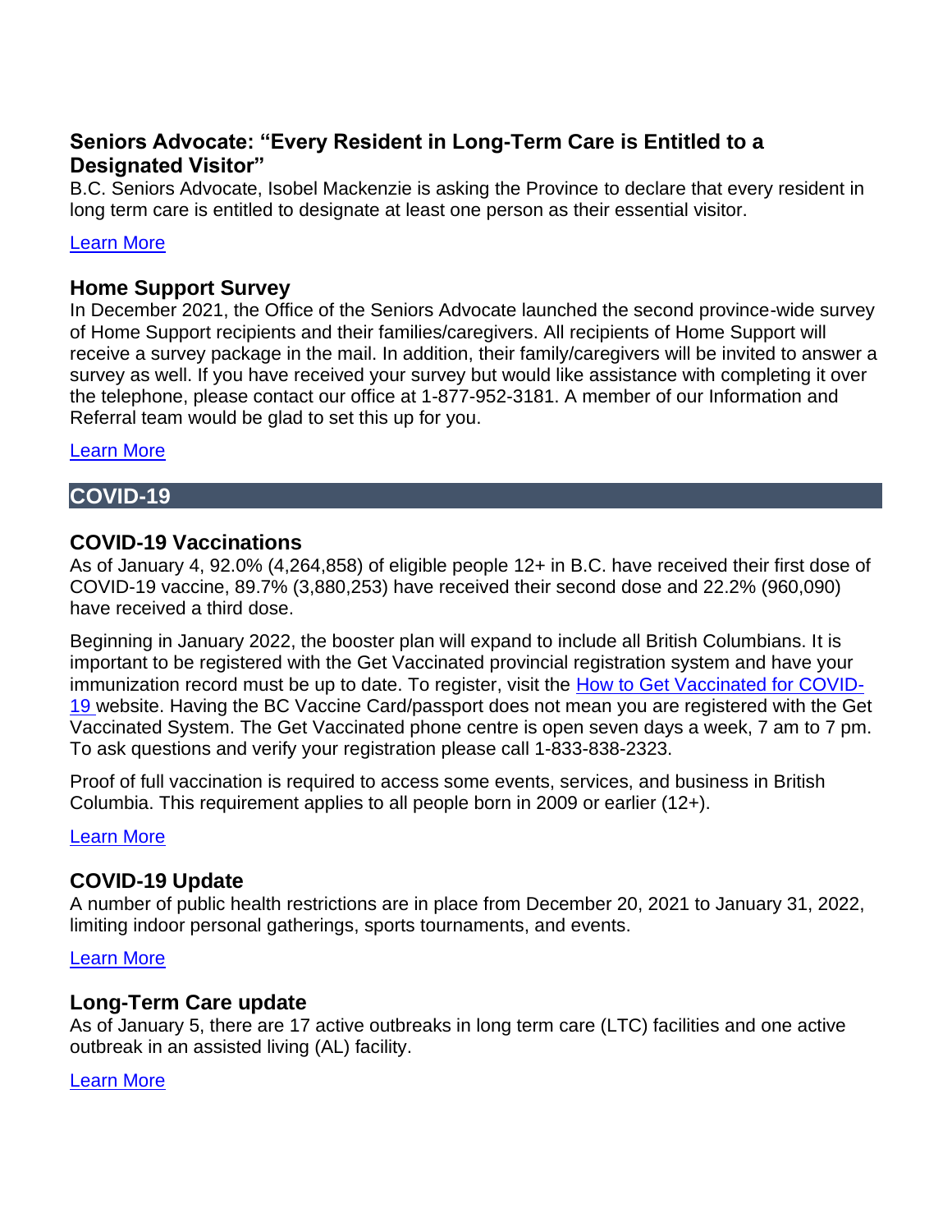### Seniors Advocate: "Every Resident in Long-Term Care is Entitled to a Designated Visitor"

B.C. Seniors Advocate, Isobel Mackenzie is asking the Province to declare that every resident in long term care is entitled to designate at least one person as their essential visitor.

Learn More

### Home Support Survey

In December 2021, the Office of the Seniors Advocate launched the second province-wide survey of Home Support recipients and their families/caregivers. All recipients of Home Support will receive a survey package in the mail. In addition, their family/caregivers will be invited to answer a survey as well. If you have received your survey but would like assistance with completing it over the telephone, please contact our office at 1-877-952-3181. A member of our Information and Referral team would be glad to set this up for you.

Learn More

## COVID-19

### COVID-19 Vaccinations

As of January 4, 92.0% (4,264,858) of eligible people 12+ in B.C. have received their first dose of COVID-19 vaccine, 89.7% (3,880,253) have received their second dose and 22.2% (960,090) have received a third dose.

Beginning in January 2022, the booster plan will expand to include all British Columbians. It is important to be registered with the Get Vaccinated provincial registration system and have your immunization record must be up to date. To register, visit the How to Get Vaccinated for COVID-19 website. Having the BC Vaccine Card/passport does not mean you are registered with the Get Vaccinated System. The Get Vaccinated phone centre is open seven days a week, 7 am to 7 pm. To ask questions and verify your registration please call 1-833-838-2323.

Proof of full vaccination is required to access some events, services, and business in British Columbia. This requirement applies to all people born in 2009 or earlier (12+).

Learn More

### COVID-19 Update

A number of public health restrictions are in place from December 20, 2021 to January 31, 2022, limiting indoor personal gatherings, sports tournaments, and events.

Learn More

### Long-Term Care update

As of January 5, there are 17 active outbreaks in long term care (LTC) facilities and one active outbreak in an assisted living (AL) facility.

Learn More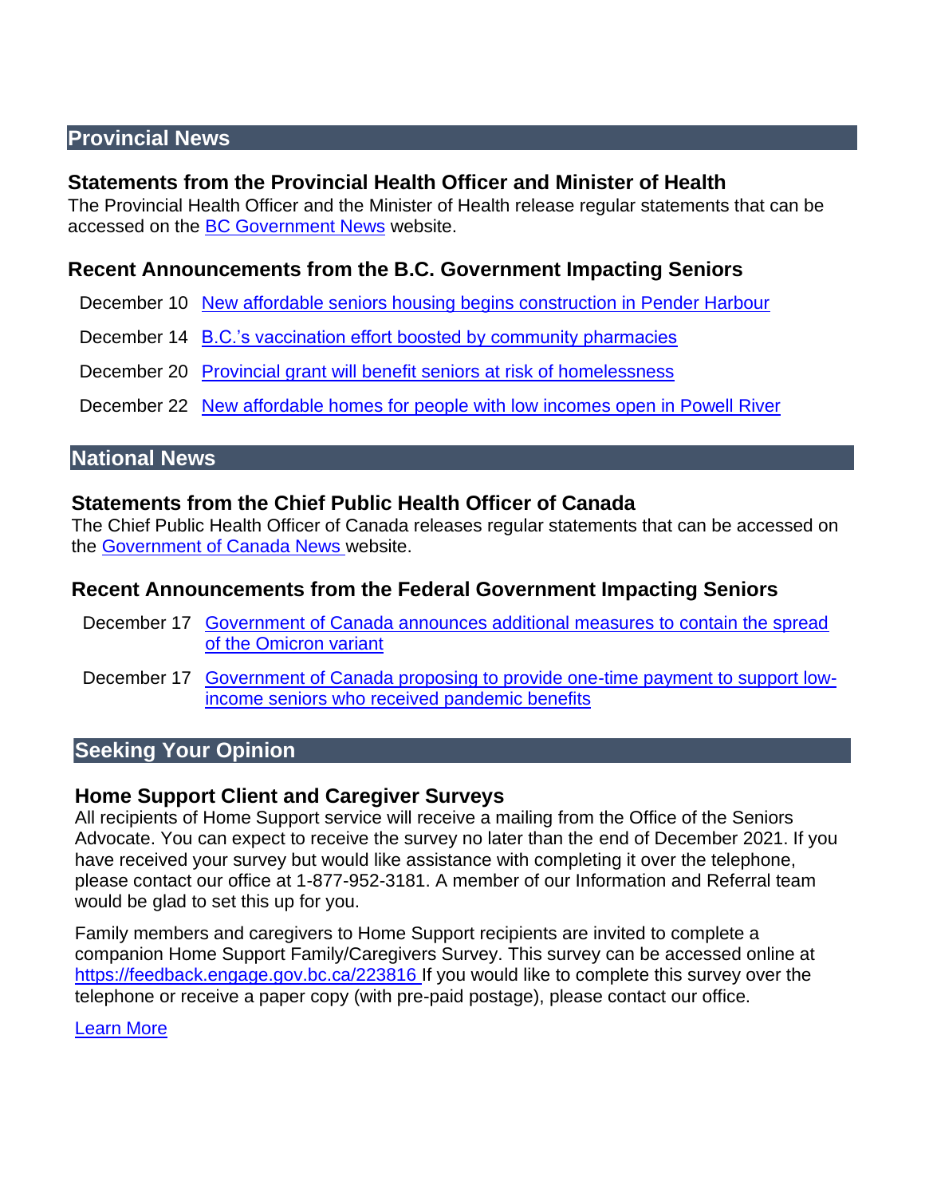## Provincial News

### Statements from the Provincial Health Officer and Minister of Health

The Provincial Health Officer and the Minister of Health release regular statements that can be accessed on the BC Government News website.

### Recent Announcements from the B.C. Government Impacting Seniors

December 10 New affordable seniors housing begins construction in Pender Harbour

December 14 B.C.'s vaccination effort boosted by community pharmacies

December 20 Provincial grant will benefit seniors at risk of homelessness

December 22 New affordable homes for people with low incomes open in Powell River

## National News

### Statements from the Chief Public Health Officer of Canada

The Chief Public Health Officer of Canada releases regular statements that can be accessed on the Government of Canada News website.

### Recent Announcements from the Federal Government Impacting Seniors

December 17 Government of Canada announces additional measures to contain the spread of the Omicron variant

December 17 Government of Canada proposing to provide one-time payment to support low-income seniors who received pandemic benefits

## Seeking Your Opinion

### Home Support Client and Caregiver Surveys

All recipients of Home Support service will receive a mailing from the Office of the Seniors Advocate. You can expect to receive the survey no later than the end of December 2021. If you have received your survey but would like assistance with completing it over the telephone, please contact our office at 1-877-952-3181. A member of our Information and Referral team would be glad to set this up for you.

Family members and caregivers to Home Support recipients are invited to complete a companion Home Support Family/Caregivers Survey. This survey can be accessed online at https://feedback.engage.gov.bc.ca/223816 If you would like to complete this survey over the telephone or receive a paper copy (with pre-paid postage), please contact our office.

Learn More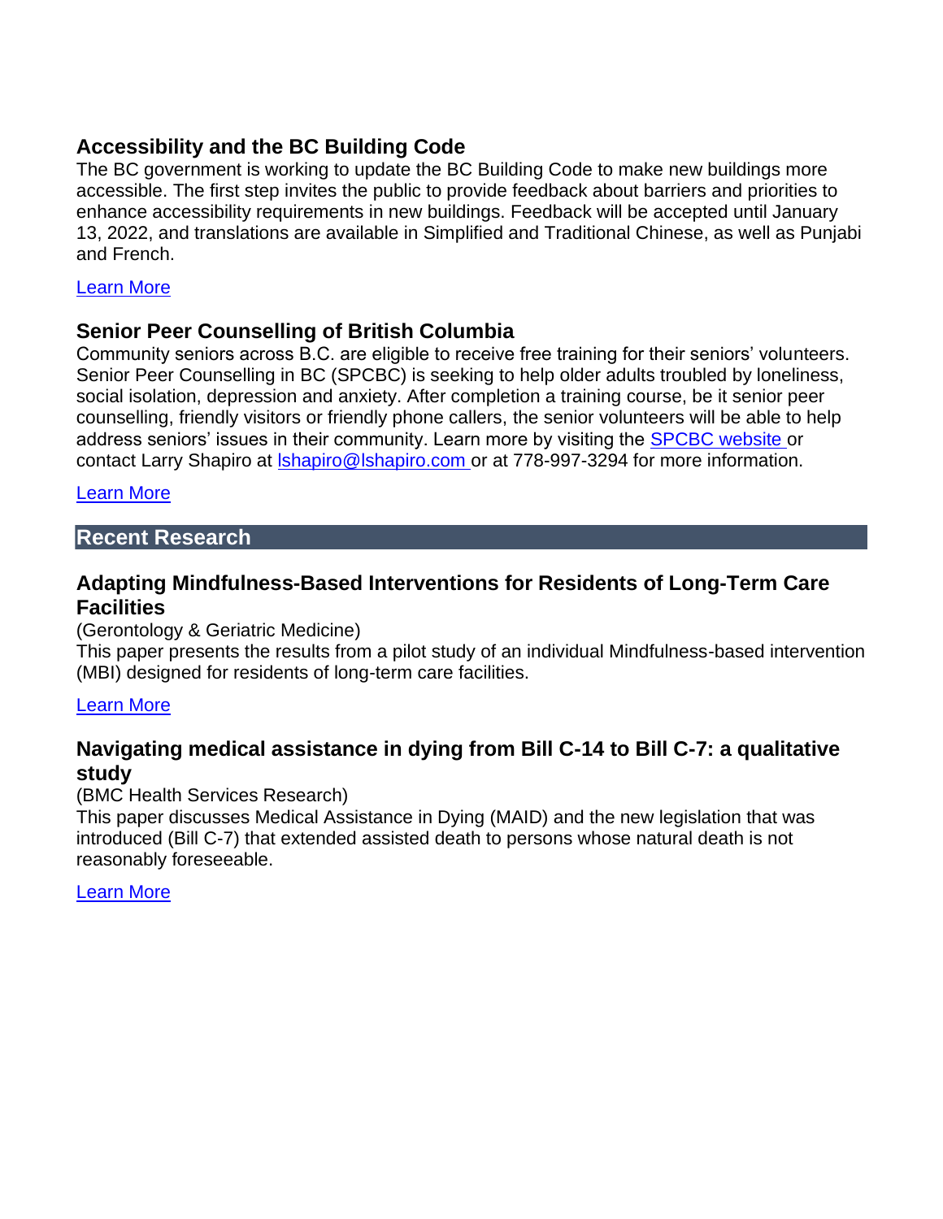### Accessibility and the BC Building Code

The BC government is working to update the BC Building Code to make new buildings more accessible. The first step invites the public to provide feedback about barriers and priorities to enhance accessibility requirements in new buildings. Feedback will be accepted until January 13, 2022, and translations are available in Simplified and Traditional Chinese, as well as Punjabi and French.

Learn More

### Senior Peer Counselling of British Columbia

Community seniors across B.C. are eligible to receive free training for their seniors' volunteers. Senior Peer Counselling in BC (SPCBC) is seeking to help older adults troubled by loneliness, social isolation, depression and anxiety. After completion a training course, be it senior peer counselling, friendly visitors or friendly phone callers, the senior volunteers will be able to help address seniors' issues in their community. Learn more by visiting the SPCBC website or contact Larry Shapiro at lshapiro@lshapiro.com or at 778-997-3294 for more information.

Learn More

## Recent Research

### Adapting Mindfulness-Based Interventions for Residents of Long-Term Care Facilities

(Gerontology & Geriatric Medicine)
This paper presents the results from a pilot study of an individual Mindfulness-based intervention (MBI) designed for residents of long-term care facilities.

Learn More

### Navigating medical assistance in dying from Bill C-14 to Bill C-7: a qualitative study

(BMC Health Services Research)
This paper discusses Medical Assistance in Dying (MAID) and the new legislation that was introduced (Bill C-7) that extended assisted death to persons whose natural death is not reasonably foreseeable.

Learn More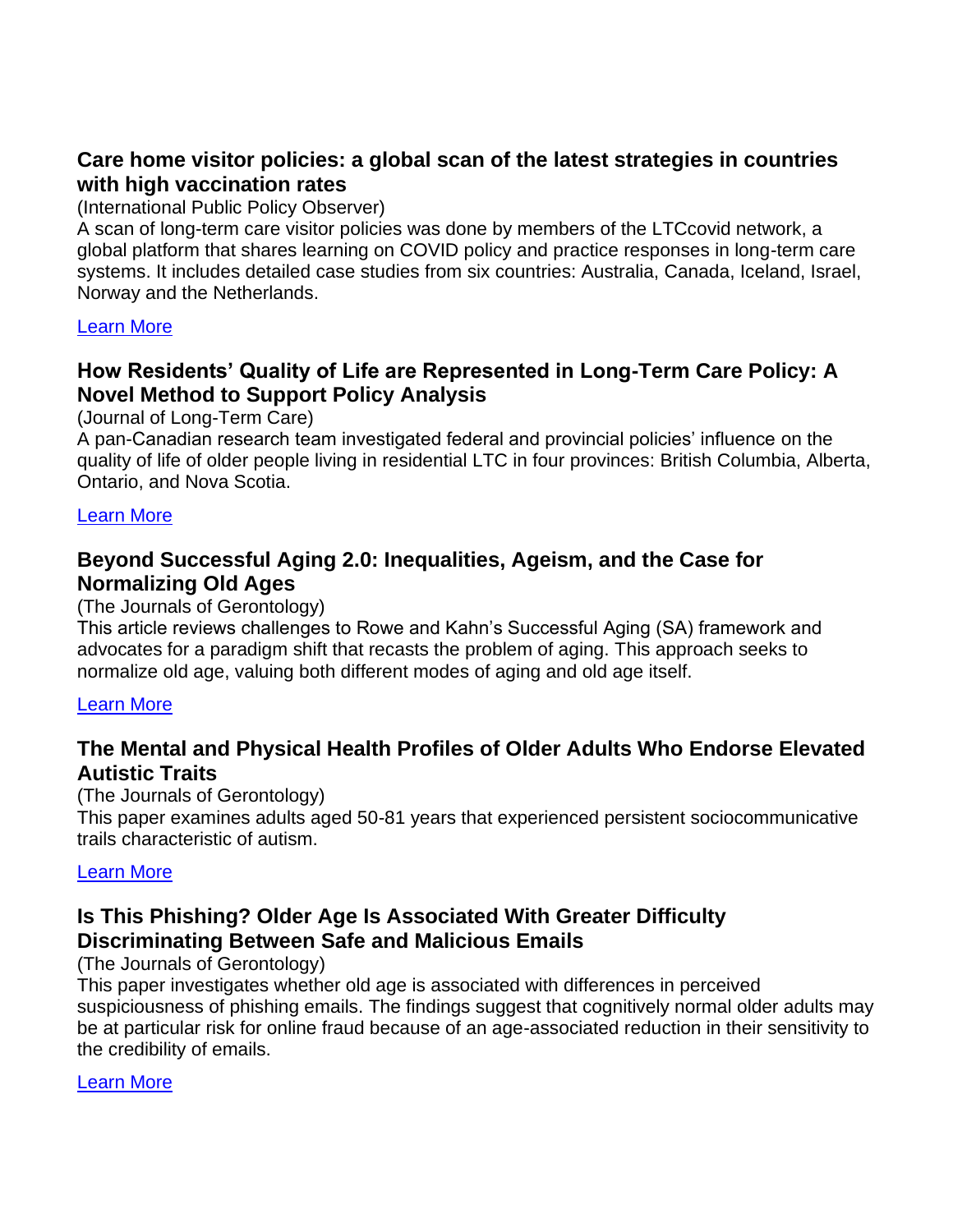### Care home visitor policies: a global scan of the latest strategies in countries with high vaccination rates

(International Public Policy Observer)

A scan of long-term care visitor policies was done by members of the LTCcovid network, a global platform that shares learning on COVID policy and practice responses in long-term care systems. It includes detailed case studies from six countries: Australia, Canada, Iceland, Israel, Norway and the Netherlands.

Learn More

### How Residents' Quality of Life are Represented in Long-Term Care Policy: A Novel Method to Support Policy Analysis

(Journal of Long-Term Care)

A pan-Canadian research team investigated federal and provincial policies' influence on the quality of life of older people living in residential LTC in four provinces: British Columbia, Alberta, Ontario, and Nova Scotia.

Learn More

### Beyond Successful Aging 2.0: Inequalities, Ageism, and the Case for Normalizing Old Ages

(The Journals of Gerontology)

This article reviews challenges to Rowe and Kahn's Successful Aging (SA) framework and advocates for a paradigm shift that recasts the problem of aging. This approach seeks to normalize old age, valuing both different modes of aging and old age itself.

Learn More

### The Mental and Physical Health Profiles of Older Adults Who Endorse Elevated Autistic Traits

(The Journals of Gerontology)

This paper examines adults aged 50-81 years that experienced persistent sociocommunicative trails characteristic of autism.

Learn More

### Is This Phishing? Older Age Is Associated With Greater Difficulty Discriminating Between Safe and Malicious Emails

(The Journals of Gerontology)

This paper investigates whether old age is associated with differences in perceived suspiciousness of phishing emails. The findings suggest that cognitively normal older adults may be at particular risk for online fraud because of an age-associated reduction in their sensitivity to the credibility of emails.

Learn More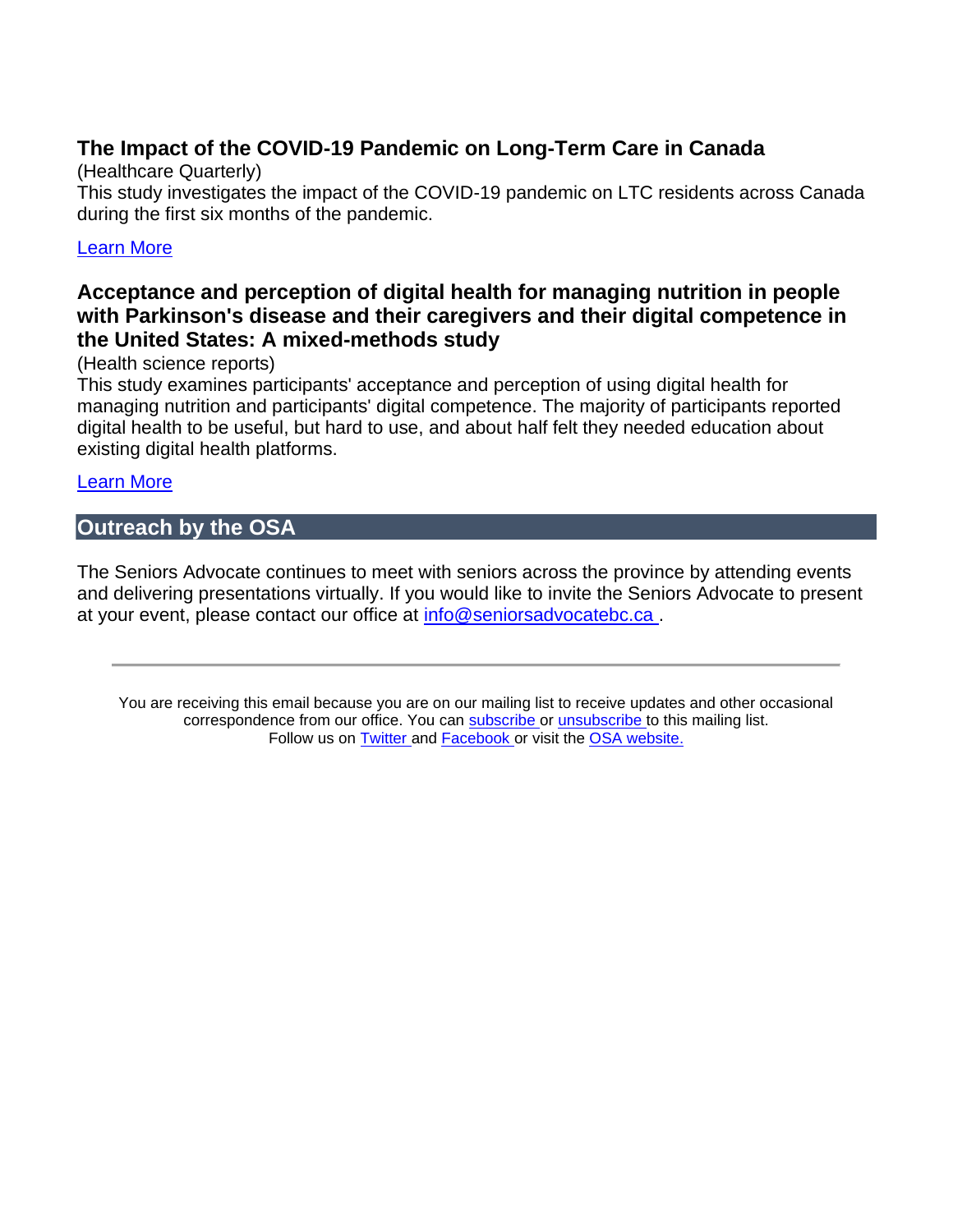### The Impact of the COVID-19 Pandemic on Long-Term Care in Canada

(Healthcare Quarterly)
This study investigates the impact of the COVID-19 pandemic on LTC residents across Canada during the first six months of the pandemic.

Learn More

### Acceptance and perception of digital health for managing nutrition in people with Parkinson's disease and their caregivers and their digital competence in the United States: A mixed-methods study

(Health science reports)
This study examines participants' acceptance and perception of using digital health for managing nutrition and participants' digital competence. The majority of participants reported digital health to be useful, but hard to use, and about half felt they needed education about existing digital health platforms.

Learn More

## Outreach by the OSA

The Seniors Advocate continues to meet with seniors across the province by attending events and delivering presentations virtually. If you would like to invite the Seniors Advocate to present at your event, please contact our office at info@seniorsadvocatebc.ca .

---

You are receiving this email because you are on our mailing list to receive updates and other occasional correspondence from our office. You can subscribe or unsubscribe to this mailing list.
Follow us on Twitter and Facebook or visit the OSA website.